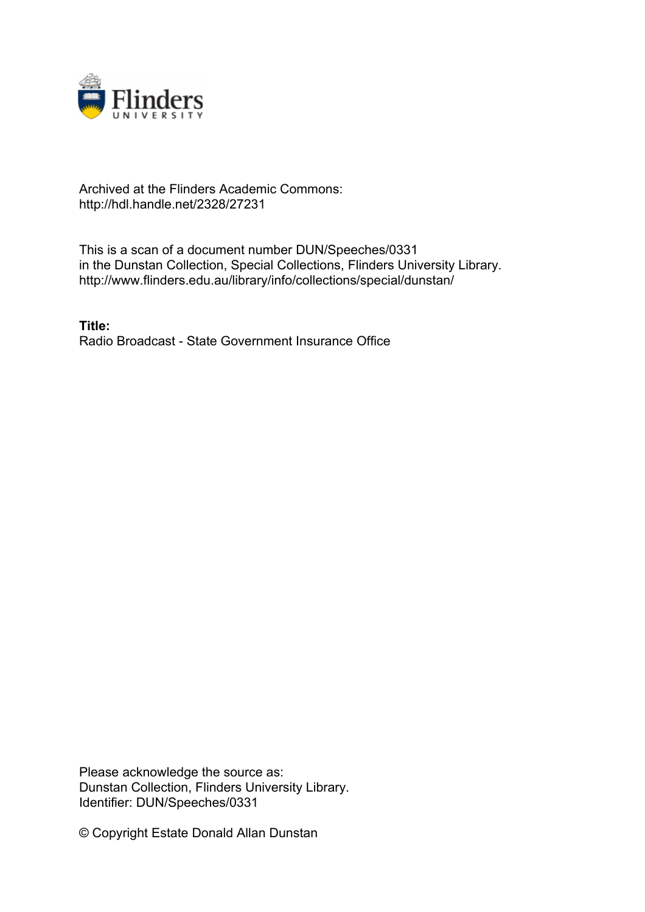Archived at the Flinders Academic Commons:
http://hdl.handle.net/2328/27231

This is a scan of a document number DUN/Speeches/0331
in the Dunstan Collection, Special Collections, Flinders University Library.
http://www.flinders.edu.au/library/info/collections/special/dunstan/

**Title:**
Radio Broadcast - State Government Insurance Office

Please acknowledge the source as:
Dunstan Collection, Flinders University Library.
Identifier: DUN/Speeches/0331

© Copyright Estate Donald Allan Dunstan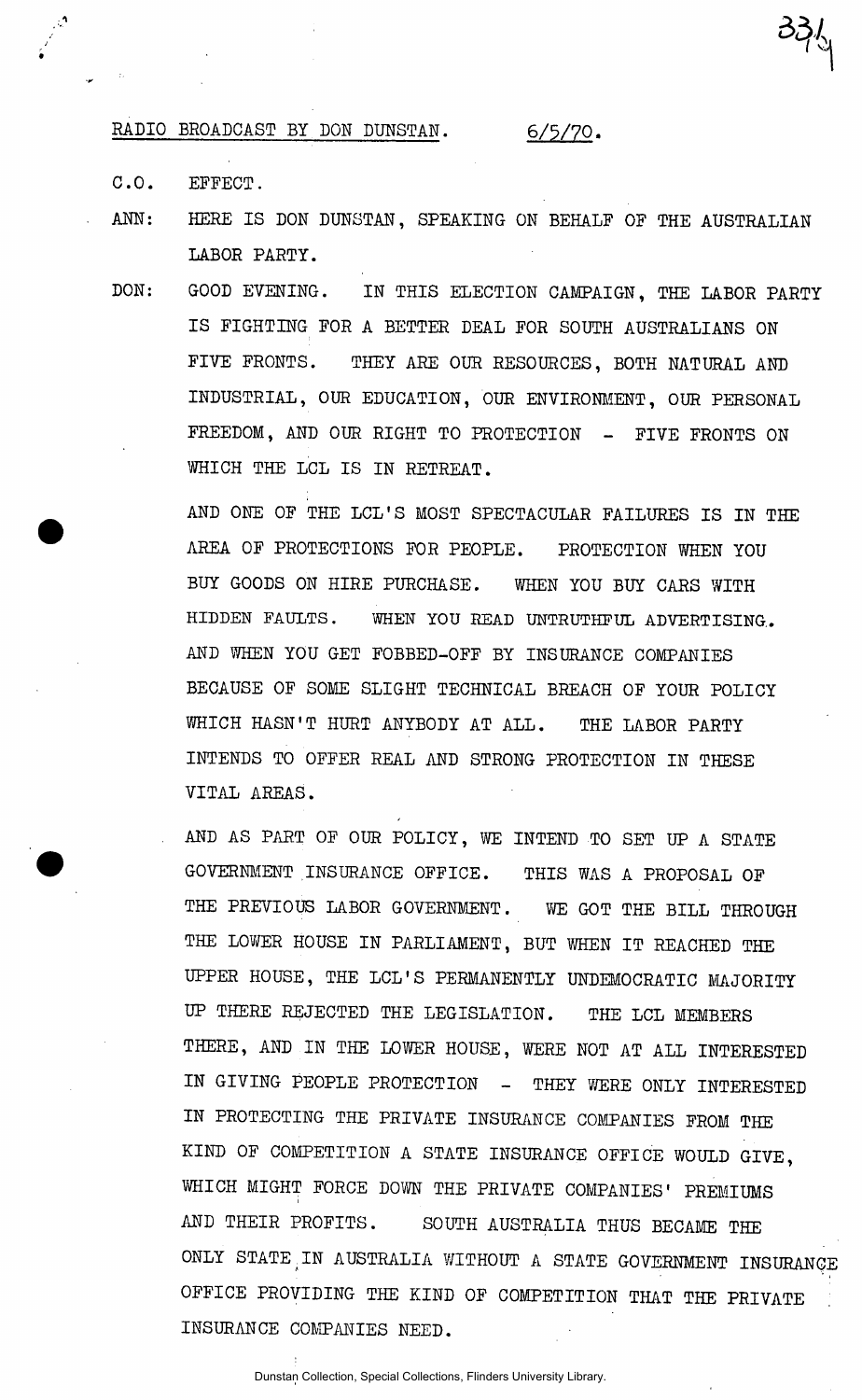RADIO BROADCAST BY DON DUNSTAN. 6/5/70.

C.O. EFFECT.

ANN: HERE IS DON DUNSTAN, SPEAKING ON BEHALF OF THE AUSTRALIAN LABOR PARTY.

DON: GOOD EVENING. IN THIS ELECTION CAMPAIGN, THE LABOR PARTY IS FIGHTING FOR A BETTER DEAL FOR SOUTH AUSTRALIANS ON FIVE FRONTS. THEY ARE OUR RESOURCES, BOTH NATURAL AND INDUSTRIAL, OUR EDUCATION, OUR ENVIRONMENT, OUR PERSONAL FREEDOM, AND OUR RIGHT TO PROTECTION - FIVE FRONTS ON WHICH THE LCL IS IN RETREAT.

AND ONE OF THE LCL'S MOST SPECTACULAR FAILURES IS IN THE AREA OF PROTECTIONS FOR PEOPLE. PROTECTION WHEN YOU BUY GOODS ON HIRE PURCHASE. WHEN YOU BUY CARS WITH HIDDEN FAULTS. WHEN YOU READ UNTRUTHFUL ADVERTISING. AND WHEN YOU GET FOBBED-OFF BY INSURANCE COMPANIES BECAUSE OF SOME SLIGHT TECHNICAL BREACH OF YOUR POLICY WHICH HASN'T HURT ANYBODY AT ALL. THE LABOR PARTY INTENDS TO OFFER REAL AND STRONG PROTECTION IN THESE VITAL AREAS.

AND AS PART OF OUR POLICY, WE INTEND TO SET UP A STATE GOVERNMENT INSURANCE OFFICE. THIS WAS A PROPOSAL OF THE PREVIOUS LABOR GOVERNMENT. WE GOT THE BILL THROUGH THE LOWER HOUSE IN PARLIAMENT, BUT WHEN IT REACHED THE UPPER HOUSE, THE LCL'S PERMANENTLY UNDEMOCRATIC MAJORITY UP THERE REJECTED THE LEGISLATION. THE LCL MEMBERS THERE, AND IN THE LOWER HOUSE, WERE NOT AT ALL INTERESTED IN GIVING PEOPLE PROTECTION - THEY WERE ONLY INTERESTED IN PROTECTING THE PRIVATE INSURANCE COMPANIES FROM THE KIND OF COMPETITION A STATE INSURANCE OFFICE WOULD GIVE, WHICH MIGHT FORCE DOWN THE PRIVATE COMPANIES' PREMIUMS AND THEIR PROFITS. SOUTH AUSTRALIA THUS BECAME THE ONLY STATE IN AUSTRALIA WITHOUT A STATE GOVERNMENT INSURANCE OFFICE PROVIDING THE KIND OF COMPETITION THAT THE PRIVATE INSURANCE COMPANIES NEED.

Dunstan Collection, Special Collections, Flinders University Library.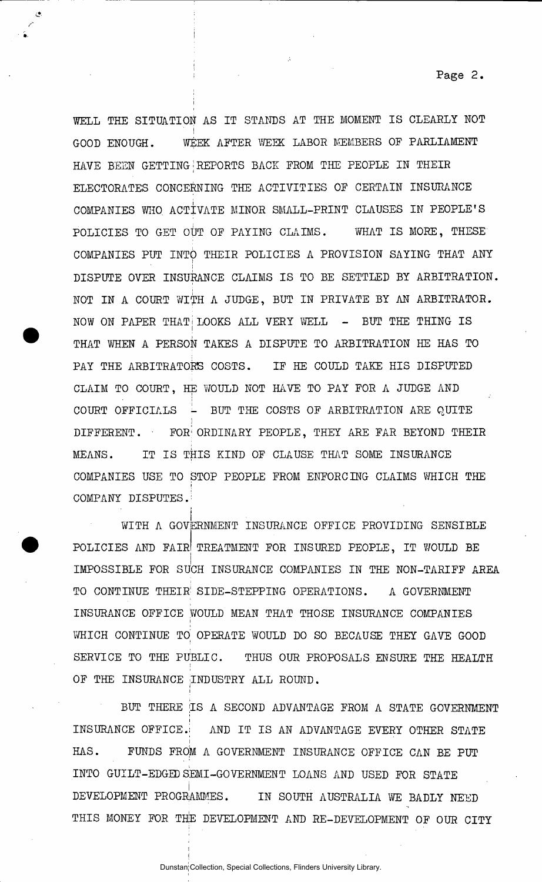WELL THE SITUATION AS IT STANDS AT THE MOMENT IS CLEARLY NOT GOOD ENOUGH. WEEK AFTER WEEK LABOR MEMBERS OF PARLIAMENT HAVE BEEN GETTING REPORTS BACK FROM THE PEOPLE IN THEIR ELECTORATES CONCERNING THE ACTIVITIES OF CERTAIN INSURANCE COMPANIES WHO ACTIVATE MINOR SMALL-PRINT CLAUSES IN PEOPLE'S POLICIES TO GET OUT OF PAYING CLAIMS. WHAT IS MORE, THESE COMPANIES PUT INTO THEIR POLICIES A PROVISION SAYING THAT ANY DISPUTE OVER INSURANCE CLAIMS IS TO BE SETTLED BY ARBITRATION. NOT IN A COURT WITH A JUDGE, BUT IN PRIVATE BY AN ARBITRATOR. NOW ON PAPER THAT LOOKS ALL VERY WELL - BUT THE THING IS THAT WHEN A PERSON TAKES A DISPUTE TO ARBITRATION HE HAS TO PAY THE ARBITRATORS COSTS. IF HE COULD TAKE HIS DISPUTED CLAIM TO COURT, HE WOULD NOT HAVE TO PAY FOR A JUDGE AND COURT OFFICIALS - BUT THE COSTS OF ARBITRATION ARE QUITE DIFFERENT. FOR ORDINARY PEOPLE, THEY ARE FAR BEYOND THEIR MEANS. IT IS THIS KIND OF CLAUSE THAT SOME INSURANCE COMPANIES USE TO STOP PEOPLE FROM ENFORCING CLAIMS WHICH THE COMPANY DISPUTES.

WITH A GOVERNMENT INSURANCE OFFICE PROVIDING SENSIBLE POLICIES AND FAIR TREATMENT FOR INSURED PEOPLE, IT WOULD BE IMPOSSIBLE FOR SUCH INSURANCE COMPANIES IN THE NON-TARIFF AREA TO CONTINUE THEIR SIDE-STEPPING OPERATIONS. A GOVERNMENT INSURANCE OFFICE WOULD MEAN THAT THOSE INSURANCE COMPANIES WHICH CONTINUE TO OPERATE WOULD DO SO BECAUSE THEY GAVE GOOD SERVICE TO THE PUBLIC. THUS OUR PROPOSALS ENSURE THE HEALTH OF THE INSURANCE INDUSTRY ALL ROUND.

BUT THERE IS A SECOND ADVANTAGE FROM A STATE GOVERNMENT INSURANCE OFFICE. AND IT IS AN ADVANTAGE EVERY OTHER STATE HAS. FUNDS FROM A GOVERNMENT INSURANCE OFFICE CAN BE PUT INTO GUILT-EDGED SEMI-GOVERNMENT LOANS AND USED FOR STATE DEVELOPMENT PROGRAMMES. IN SOUTH AUSTRALIA WE BADLY NEED THIS MONEY FOR THE DEVELOPMENT AND RE-DEVELOPMENT OF OUR CITY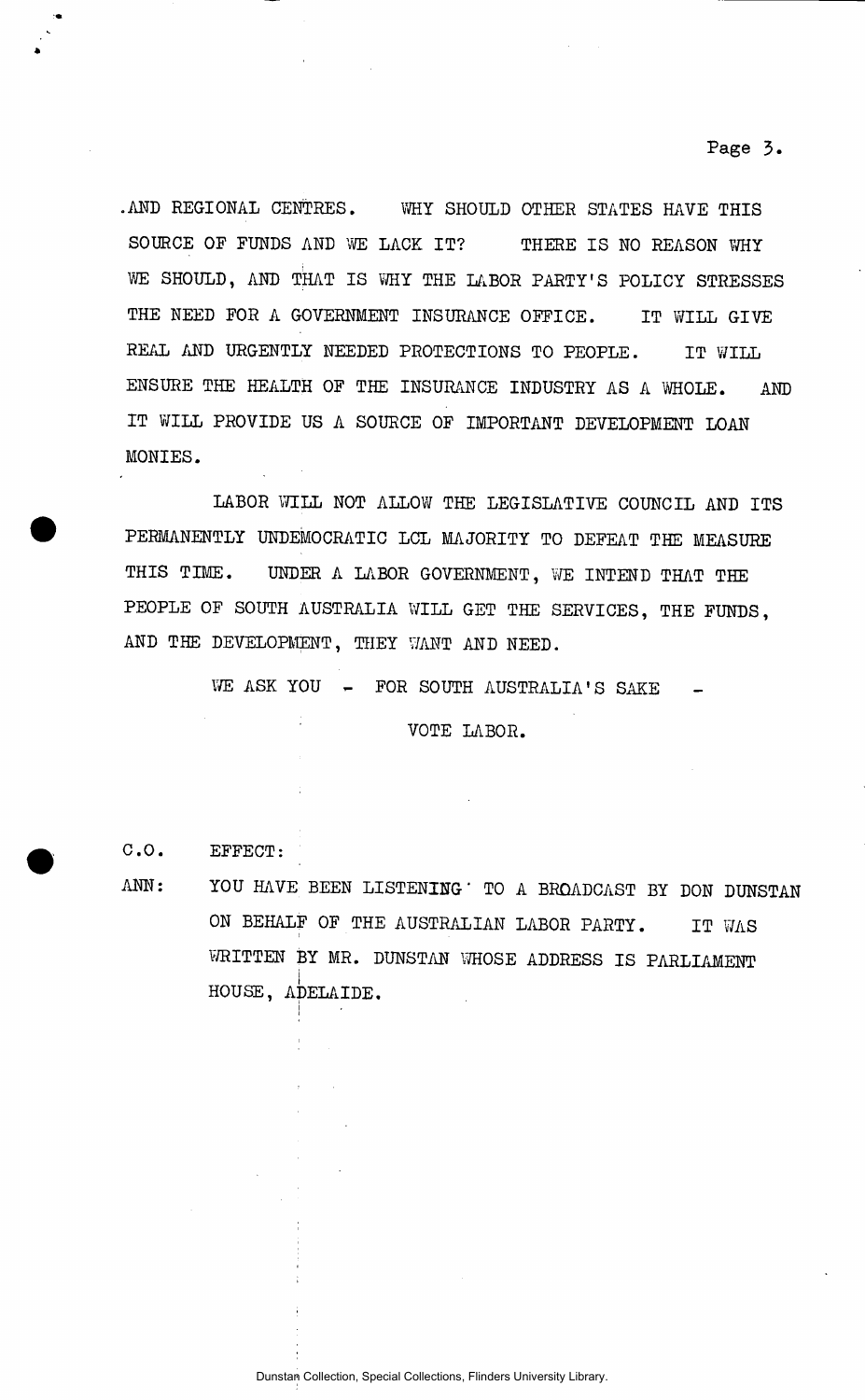.AND REGIONAL CENTRES. WHY SHOULD OTHER STATES HAVE THIS SOURCE OF FUNDS AND WE LACK IT? THERE IS NO REASON WHY WE SHOULD, AND THAT IS WHY THE LABOR PARTY'S POLICY STRESSES THE NEED FOR A GOVERNMENT INSURANCE OFFICE. IT WILL GIVE REAL AND URGENTLY NEEDED PROTECTIONS TO PEOPLE. IT WILL ENSURE THE HEALTH OF THE INSURANCE INDUSTRY AS A WHOLE. AND IT WILL PROVIDE US A SOURCE OF IMPORTANT DEVELOPMENT LOAN MONIES.

LABOR WILL NOT ALLOW THE LEGISLATIVE COUNCIL AND ITS PERMANENTLY UNDEMOCRATIC LCL MAJORITY TO DEFEAT THE MEASURE THIS TIME. UNDER A LABOR GOVERNMENT, WE INTEND THAT THE PEOPLE OF SOUTH AUSTRALIA WILL GET THE SERVICES, THE FUNDS, AND THE DEVELOPMENT, THEY WANT AND NEED.

WE ASK YOU - FOR SOUTH AUSTRALIA'S SAKE -

VOTE LABOR.

C.O. EFFECT:

ANN: YOU HAVE BEEN LISTENING TO A BROADCAST BY DON DUNSTAN ON BEHALF OF THE AUSTRALIAN LABOR PARTY. IT WAS WRITTEN BY MR. DUNSTAN WHOSE ADDRESS IS PARLIAMENT HOUSE, ADELAIDE.

Dunstan Collection, Special Collections, Flinders University Library.